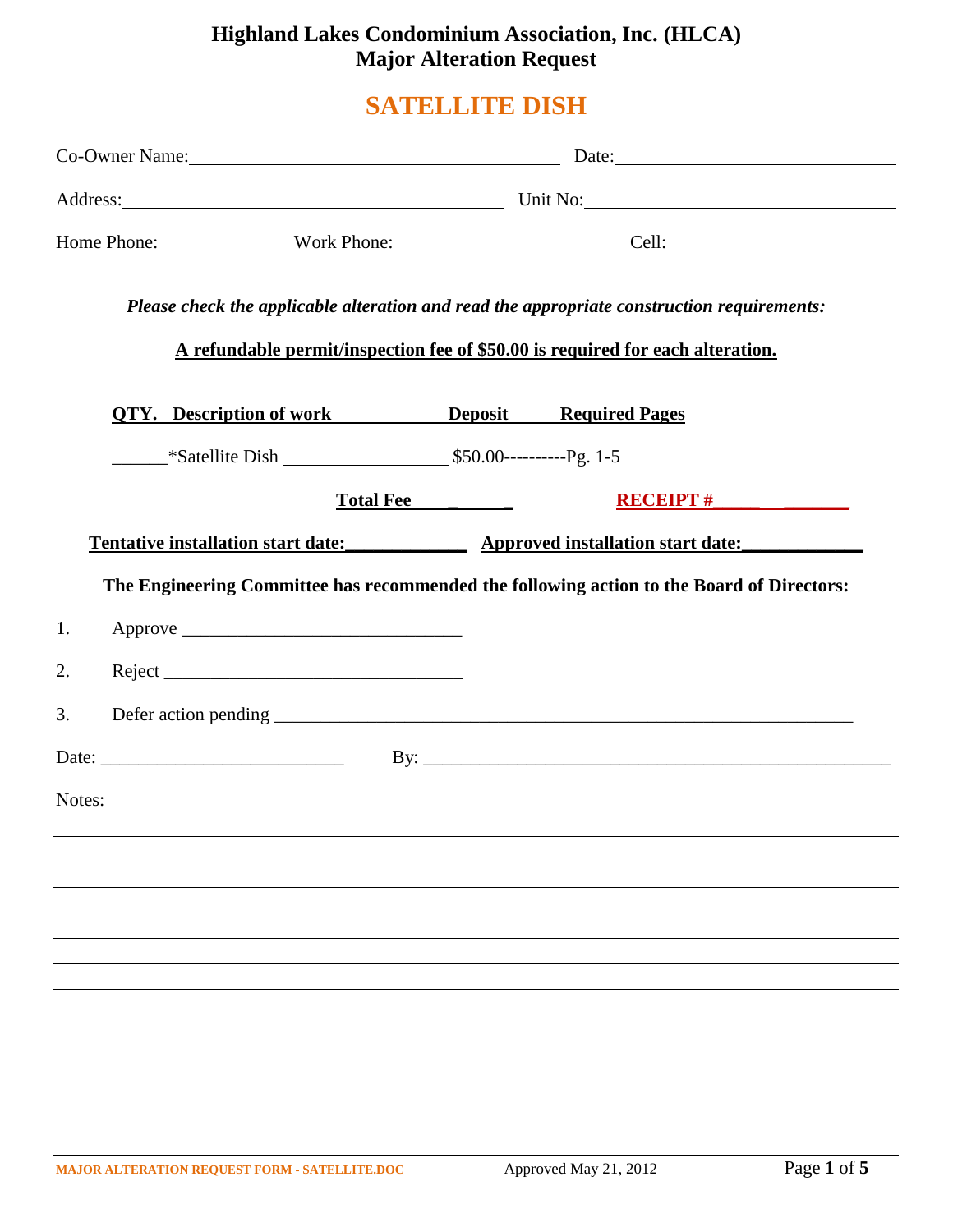# Highland Lakes Condominium Association, Inc. (HLCA)
## Major Alteration Request

# SATELLITE DISH

Co-Owner Name:______________________________________ Date:___________________________

Address:____________________________________________ Unit No:_________________________

Home Phone:____________ Work Phone:______________________ Cell:______________________

***Please check the applicable alteration and read the appropriate construction requirements:***

**A refundable permit/inspection fee of $50.00 is required for each alteration.**

| QTY. | Description of work | Deposit | Required Pages |
|---|---|---|---|
| ______ | *Satellite Dish _________________ | $50.00---------- | Pg. 1-5 |

**Total Fee ____ _____ _** **RECEIPT #_____ _______**

**Tentative installation start date:____________** **Approved installation start date:____________**

**The Engineering Committee has recommended the following action to the Board of Directors:**

1. Approve _____________________________
2. Reject ________________________________
3. Defer action pending _______________________________________________________________

Date: __________________________ By: ___________________________________________________

Notes: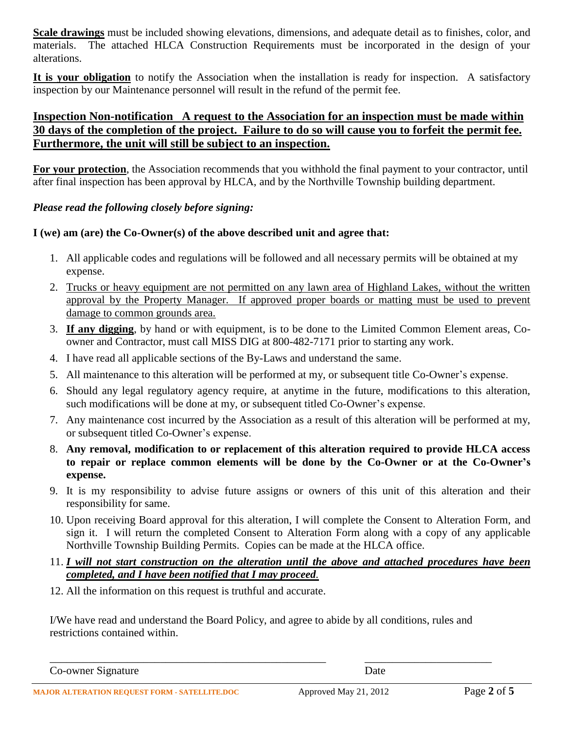**Scale drawings** must be included showing elevations, dimensions, and adequate detail as to finishes, color, and materials. The attached HLCA Construction Requirements must be incorporated in the design of your alterations.

**It is your obligation** to notify the Association when the installation is ready for inspection. A satisfactory inspection by our Maintenance personnel will result in the refund of the permit fee.

**Inspection Non-notification A request to the Association for an inspection must be made within 30 days of the completion of the project. Failure to do so will cause you to forfeit the permit fee. Furthermore, the unit will still be subject to an inspection.**

**For your protection**, the Association recommends that you withhold the final payment to your contractor, until after final inspection has been approval by HLCA, and by the Northville Township building department.

***Please read the following closely before signing:***

**I (we) am (are) the Co-Owner(s) of the above described unit and agree that:**

1. All applicable codes and regulations will be followed and all necessary permits will be obtained at my expense.
2. Trucks or heavy equipment are not permitted on any lawn area of Highland Lakes, without the written approval by the Property Manager. If approved proper boards or matting must be used to prevent damage to common grounds area.
3. **If any digging**, by hand or with equipment, is to be done to the Limited Common Element areas, Co-owner and Contractor, must call MISS DIG at 800-482-7171 prior to starting any work.
4. I have read all applicable sections of the By-Laws and understand the same.
5. All maintenance to this alteration will be performed at my, or subsequent title Co-Owner's expense.
6. Should any legal regulatory agency require, at anytime in the future, modifications to this alteration, such modifications will be done at my, or subsequent titled Co-Owner's expense.
7. Any maintenance cost incurred by the Association as a result of this alteration will be performed at my, or subsequent titled Co-Owner's expense.
8. **Any removal, modification to or replacement of this alteration required to provide HLCA access to repair or replace common elements will be done by the Co-Owner or at the Co-Owner's expense.**
9. It is my responsibility to advise future assigns or owners of this unit of this alteration and their responsibility for same.
10. Upon receiving Board approval for this alteration, I will complete the Consent to Alteration Form, and sign it. I will return the completed Consent to Alteration Form along with a copy of any applicable Northville Township Building Permits. Copies can be made at the HLCA office.
11. ***I will not start construction on the alteration until the above and attached procedures have been completed, and I have been notified that I may proceed.***
12. All the information on this request is truthful and accurate.

I/We have read and understand the Board Policy, and agree to abide by all conditions, rules and restrictions contained within.

_____________________________________________ ________________________

Co-owner Signature Date

MAJOR ALTERATION REQUEST FORM - SATELLITE.DOC Approved May 21, 2012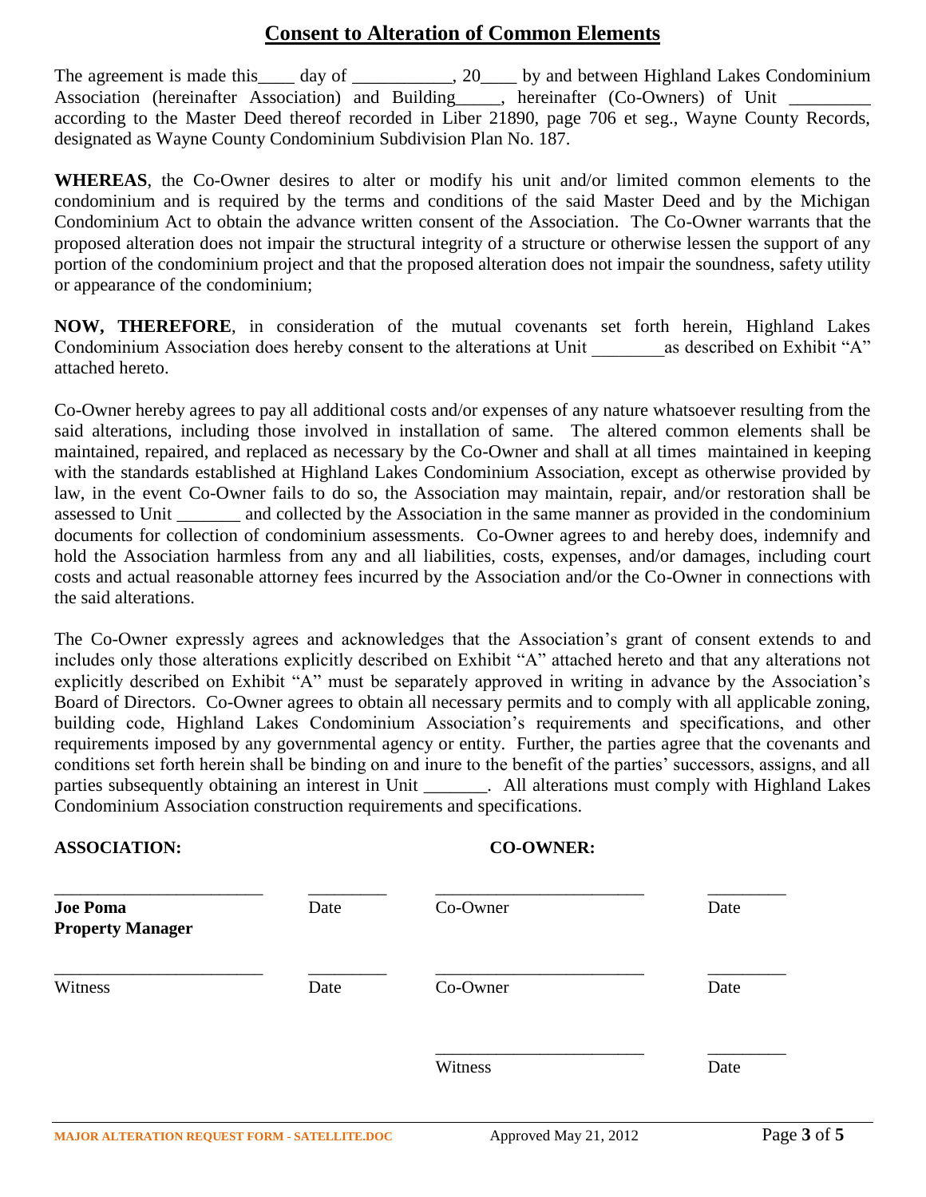# Consent to Alteration of Common Elements

The agreement is made this____ day of ___________, 20____ by and between Highland Lakes Condominium Association (hereinafter Association) and Building_____, hereinafter (Co-Owners) of Unit _________ according to the Master Deed thereof recorded in Liber 21890, page 706 et seg., Wayne County Records, designated as Wayne County Condominium Subdivision Plan No. 187.

**WHEREAS**, the Co-Owner desires to alter or modify his unit and/or limited common elements to the condominium and is required by the terms and conditions of the said Master Deed and by the Michigan Condominium Act to obtain the advance written consent of the Association. The Co-Owner warrants that the proposed alteration does not impair the structural integrity of a structure or otherwise lessen the support of any portion of the condominium project and that the proposed alteration does not impair the soundness, safety utility or appearance of the condominium;

**NOW, THEREFORE**, in consideration of the mutual covenants set forth herein, Highland Lakes Condominium Association does hereby consent to the alterations at Unit ________as described on Exhibit "A" attached hereto.

Co-Owner hereby agrees to pay all additional costs and/or expenses of any nature whatsoever resulting from the said alterations, including those involved in installation of same. The altered common elements shall be maintained, repaired, and replaced as necessary by the Co-Owner and shall at all times maintained in keeping with the standards established at Highland Lakes Condominium Association, except as otherwise provided by law, in the event Co-Owner fails to do so, the Association may maintain, repair, and/or restoration shall be assessed to Unit _______ and collected by the Association in the same manner as provided in the condominium documents for collection of condominium assessments. Co-Owner agrees to and hereby does, indemnify and hold the Association harmless from any and all liabilities, costs, expenses, and/or damages, including court costs and actual reasonable attorney fees incurred by the Association and/or the Co-Owner in connections with the said alterations.

The Co-Owner expressly agrees and acknowledges that the Association's grant of consent extends to and includes only those alterations explicitly described on Exhibit "A" attached hereto and that any alterations not explicitly described on Exhibit "A" must be separately approved in writing in advance by the Association's Board of Directors. Co-Owner agrees to obtain all necessary permits and to comply with all applicable zoning, building code, Highland Lakes Condominium Association's requirements and specifications, and other requirements imposed by any governmental agency or entity. Further, the parties agree that the covenants and conditions set forth herein shall be binding on and inure to the benefit of the parties' successors, assigns, and all parties subsequently obtaining an interest in Unit _______. All alterations must comply with Highland Lakes Condominium Association construction requirements and specifications.

| **ASSOCIATION:** | | **CO-OWNER:** | |
|---|---|---|---|
| ________________________ | _________ | ________________________ | _________ |
| **Joe Poma**<br>**Property Manager** | Date | Co-Owner | Date |
| ________________________ | _________ | ________________________ | _________ |
| Witness | Date | Co-Owner | Date |
| | | ________________________ | _________ |
| | | Witness | Date |

MAJOR ALTERATION REQUEST FORM - SATELLITE.DOC Approved May 21, 2012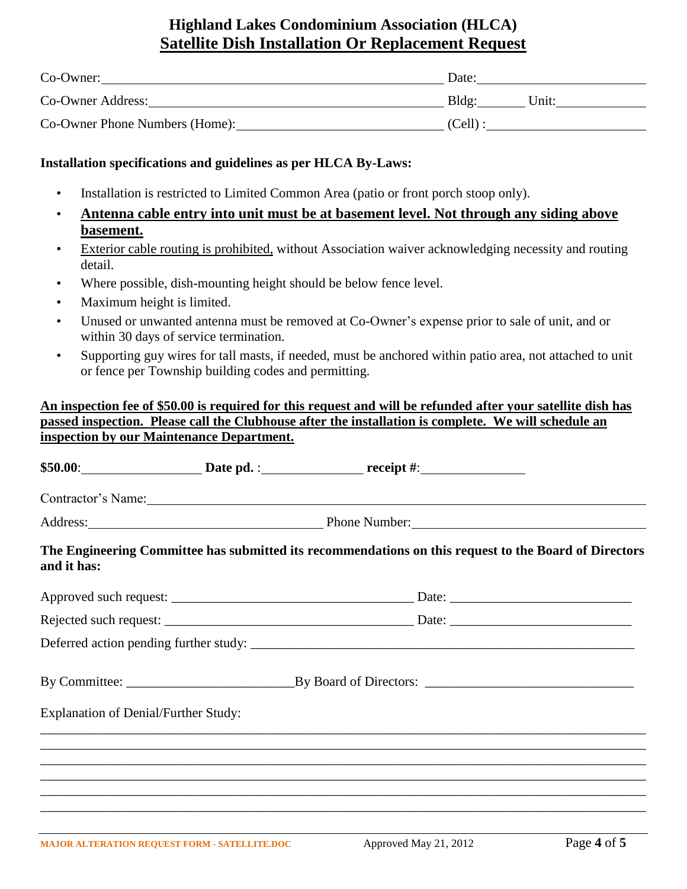# Highland Lakes Condominium Association (HLCA)

## <u>Satellite Dish Installation Or Replacement Request</u>

Co-Owner: ______________________________ Date: ______________________

Co-Owner Address: ______________________________ Bldg: ______ Unit: ____________

Co-Owner Phone Numbers (Home): ______________________ (Cell) : ______________________

**Installation specifications and guidelines as per HLCA By-Laws:**

- Installation is restricted to Limited Common Area (patio or front porch stoop only).
- **<u>Antenna cable entry into unit must be at basement level. Not through any siding above basement.</u>**
- <u>Exterior cable routing is prohibited,</u> without Association waiver acknowledging necessity and routing detail.
- Where possible, dish-mounting height should be below fence level.
- Maximum height is limited.
- Unused or unwanted antenna must be removed at Co-Owner's expense prior to sale of unit, and or within 30 days of service termination.
- Supporting guy wires for tall masts, if needed, must be anchored within patio area, not attached to unit or fence per Township building codes and permitting.

**<u>An inspection fee of $50.00 is required for this request and will be refunded after your satellite dish has passed inspection. Please call the Clubhouse after the installation is complete. We will schedule an inspection by our Maintenance Department.</u>**

**$50.00**: ________________ **Date pd.** : ______________ **receipt #**: ______________

Contractor's Name: ____________________________________________________________

Address: ______________________________ Phone Number: ______________________________

**The Engineering Committee has submitted its recommendations on this request to the Board of Directors and it has:**

Approved such request: ______________________________ Date: ______________________

Rejected such request: ______________________________ Date: ______________________

Deferred action pending further study: ____________________________________________

By Committee: ______________________ By Board of Directors: ______________________

Explanation of Denial/Further Study:

______________________________________________________________________________

______________________________________________________________________________

______________________________________________________________________________

______________________________________________________________________________

______________________________________________________________________________

______________________________________________________________________________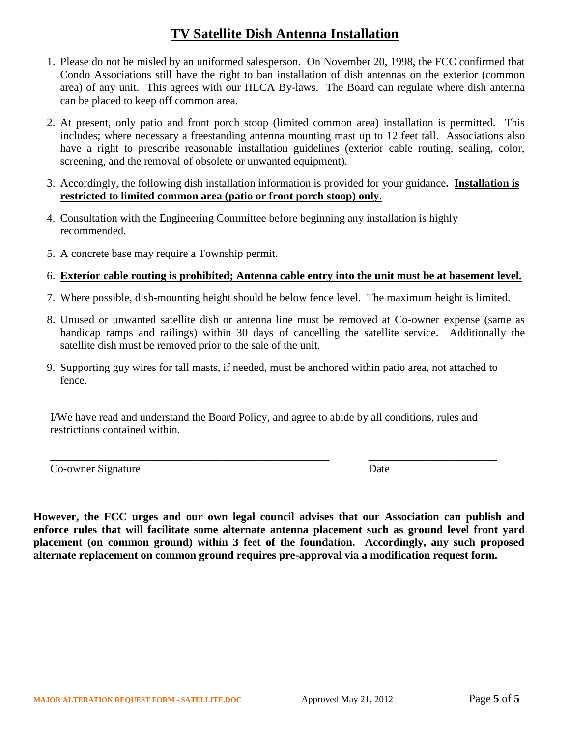# TV Satellite Dish Antenna Installation

1. Please do not be misled by an uniformed salesperson. On November 20, 1998, the FCC confirmed that Condo Associations still have the right to ban installation of dish antennas on the exterior (common area) of any unit. This agrees with our HLCA By-laws. The Board can regulate where dish antenna can be placed to keep off common area.

2. At present, only patio and front porch stoop (limited common area) installation is permitted. This includes; where necessary a freestanding antenna mounting mast up to 12 feet tall. Associations also have a right to prescribe reasonable installation guidelines (exterior cable routing, sealing, color, screening, and the removal of obsolete or unwanted equipment).

3. Accordingly, the following dish installation information is provided for your guidance. **Installation is restricted to limited common area (patio or front porch stoop) only**.

4. Consultation with the Engineering Committee before beginning any installation is highly recommended.

5. A concrete base may require a Township permit.

6. **Exterior cable routing is prohibited; Antenna cable entry into the unit must be at basement level.**

7. Where possible, dish-mounting height should be below fence level. The maximum height is limited.

8. Unused or unwanted satellite dish or antenna line must be removed at Co-owner expense (same as handicap ramps and railings) within 30 days of cancelling the satellite service. Additionally the satellite dish must be removed prior to the sale of the unit.

9. Supporting guy wires for tall masts, if needed, must be anchored within patio area, not attached to fence.

I/We have read and understand the Board Policy, and agree to abide by all conditions, rules and restrictions contained within.

\_\_\_\_\_\_\_\_\_\_\_\_\_\_\_\_\_\_\_\_\_\_\_\_\_\_\_\_\_\_\_\_\_\_\_\_\_\_\_\_\_\_\_\_\_\_\_\_\_\_ \_\_\_\_\_\_\_\_\_\_\_\_\_\_\_\_\_\_\_\_\_\_\_

Co-owner Signature Date

**However, the FCC urges and our own legal council advises that our Association can publish and enforce rules that will facilitate some alternate antenna placement such as ground level front yard placement (on common ground) within 3 feet of the foundation. Accordingly, any such proposed alternate replacement on common ground requires pre-approval via a modification request form.**